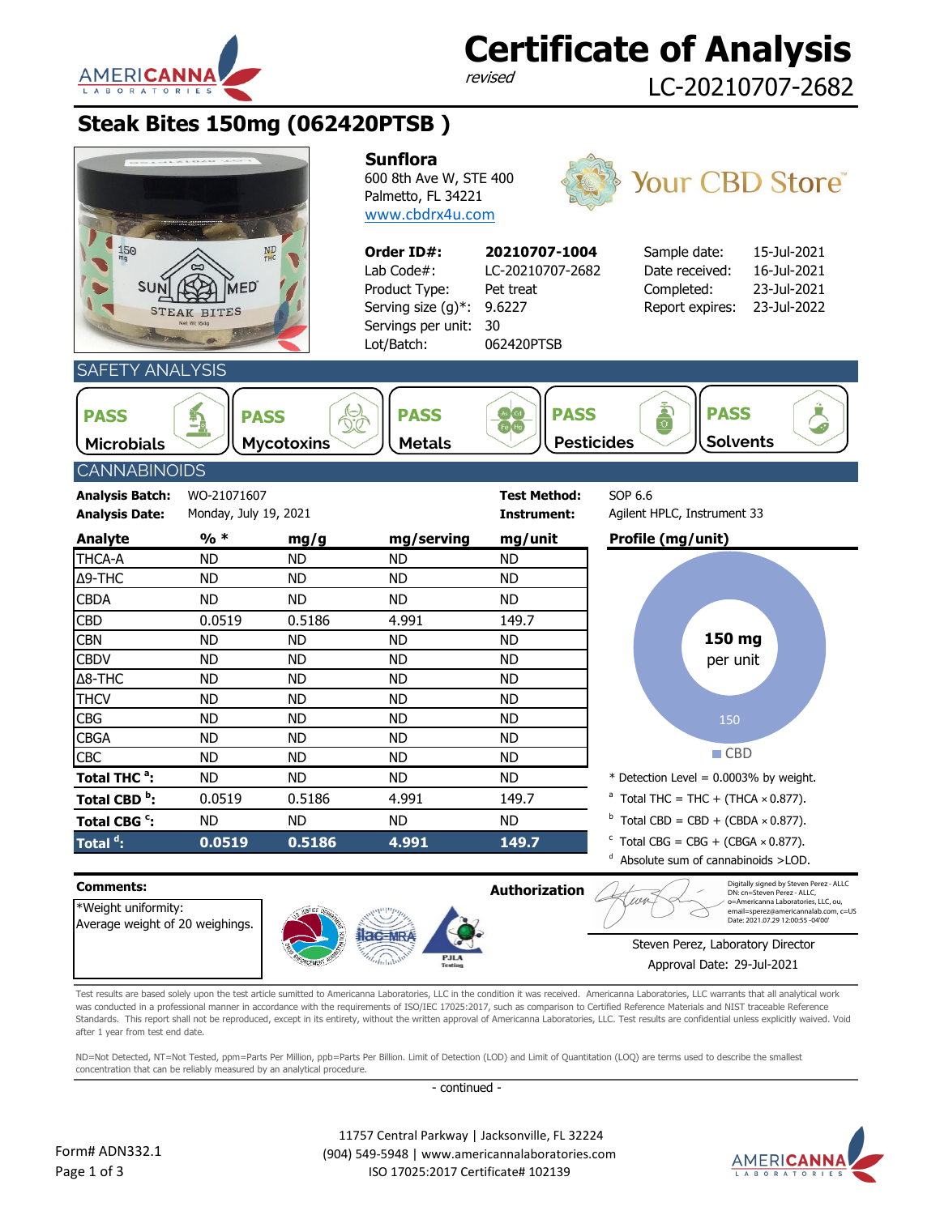# Certificate of Analysis

*revised*

LC-20210707-2682

## Steak Bites 150mg (062420PTSB )

**Sunflora**
600 8th Ave W, STE 400
Palmetto, FL 34221
www.cbdrx4u.com

Your CBD Store™

| | | | |
|---|---|---|---|
| **Order ID#:** | **20210707-1004** | Sample date: | 15-Jul-2021 |
| Lab Code#: | LC-20210707-2682 | Date received: | 16-Jul-2021 |
| Product Type: | Pet treat | Completed: | 23-Jul-2021 |
| Serving size (g)*: | 9.6227 | Report expires: | 23-Jul-2022 |
| Servings per unit: | 30 | | |
| Lot/Batch: | 062420PTSB | | |

## SAFETY ANALYSIS

- **PASS** Microbials
- **PASS** Mycotoxins
- **PASS** Metals
- **PASS** Pesticides
- **PASS** Solvents

## CANNABINOIDS

**Analysis Batch:** WO-21071607
**Analysis Date:** Monday, July 19, 2021
**Test Method:** SOP 6.6
**Instrument:** Agilent HPLC, Instrument 33

| Analyte | % * | mg/g | mg/serving | mg/unit |
|---|---|---|---|---|
| THCA-A | ND | ND | ND | ND |
| Δ9-THC | ND | ND | ND | ND |
| CBDA | ND | ND | ND | ND |
| CBD | 0.0519 | 0.5186 | 4.991 | 149.7 |
| CBN | ND | ND | ND | ND |
| CBDV | ND | ND | ND | ND |
| Δ8-THC | ND | ND | ND | ND |
| THCV | ND | ND | ND | ND |
| CBG | ND | ND | ND | ND |
| CBGA | ND | ND | ND | ND |
| CBC | ND | ND | ND | ND |
| **Total THC [a]:** | ND | ND | ND | ND |
| **Total CBD [b]:** | 0.0519 | 0.5186 | 4.991 | 149.7 |
| **Total CBG [c]:** | ND | ND | ND | ND |
| **Total [d]:** | **0.0519** | **0.5186** | **4.991** | **149.7** |

**Profile (mg/unit)**

150 mg per unit

150

CBD

\* Detection Level = 0.0003% by weight.
[a] Total THC = THC + (THCA × 0.877).
[b] Total CBD = CBD + (CBDA × 0.877).
[c] Total CBG = CBG + (CBGA × 0.877).
[d] Absolute sum of cannabinoids >LOD.

**Comments:**
*Weight uniformity:
Average weight of 20 weighings.

**Authorization**

Digitally signed by Steven Perez - ALLC
DN: cn=Steven Perez - ALLC, o=Americanna Laboratories, LLC, ou, email=sperez@americannalab.com, c=US
Date: 2021.07.29 12:00:55 -04'00'

Steven Perez, Laboratory Director
Approval Date: 29-Jul-2021

Test results are based solely upon the test article sumitted to Americanna Laboratories, LLC in the condition it was received. Americanna Laboratories, LLC warrants that all analytical work was conducted in a professional manner in accordance with the requirements of ISO/IEC 17025:2017, such as comparison to Certified Reference Materials and NIST traceable Reference Standards. This report shall not be reproduced, except in its entirety, without the written approval of Americanna Laboratories, LLC. Test results are confidential unless explicitly waived. Void after 1 year from test end date.

ND=Not Detected, NT=Not Tested, ppm=Parts Per Million, ppb=Parts Per Billion. Limit of Detection (LOD) and Limit of Quantitation (LOQ) are terms used to describe the smallest concentration that can be reliably measured by an analytical procedure.

- continued -

Form# ADN332.1

11757 Central Parkway | Jacksonville, FL 32224
(904) 549-5948 | www.americannalaboratories.com
ISO 17025:2017 Certificate# 102139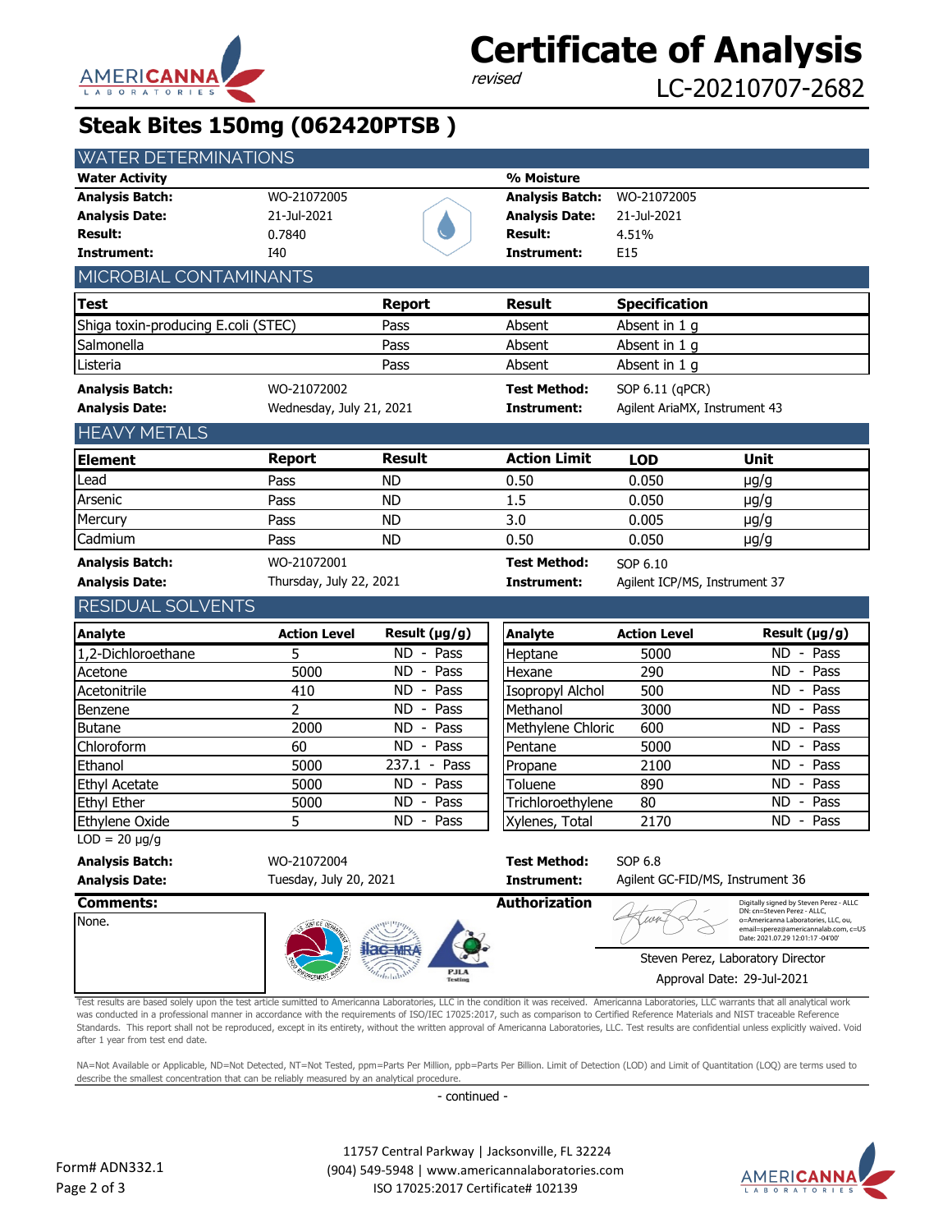# Certificate of Analysis

*revised*

LC-20210707-2682

## Steak Bites 150mg (062420PTSB )

### WATER DETERMINATIONS

| **Water Activity** | | **% Moisture** | |
|---|---|---|---|
| **Analysis Batch:** | WO-21072005 | **Analysis Batch:** | WO-21072005 |
| **Analysis Date:** | 21-Jul-2021 | **Analysis Date:** | 21-Jul-2021 |
| **Result:** | 0.7840 | **Result:** | 4.51% |
| **Instrument:** | I40 | **Instrument:** | E15 |

### MICROBIAL CONTAMINANTS

| Test | Report | Result | Specification |
|---|---|---|---|
| Shiga toxin-producing E.coli (STEC) | Pass | Absent | Absent in 1 g |
| Salmonella | Pass | Absent | Absent in 1 g |
| Listeria | Pass | Absent | Absent in 1 g |

**Analysis Batch:** WO-21072002 **Test Method:** SOP 6.11 (qPCR)
**Analysis Date:** Wednesday, July 21, 2021 **Instrument:** Agilent AriaMX, Instrument 43

### HEAVY METALS

| Element | Report | Result | Action Limit | LOD | Unit |
|---|---|---|---|---|---|
| Lead | Pass | ND | 0.50 | 0.050 | µg/g |
| Arsenic | Pass | ND | 1.5 | 0.050 | µg/g |
| Mercury | Pass | ND | 3.0 | 0.005 | µg/g |
| Cadmium | Pass | ND | 0.50 | 0.050 | µg/g |

**Analysis Batch:** WO-21072001 **Test Method:** SOP 6.10
**Analysis Date:** Thursday, July 22, 2021 **Instrument:** Agilent ICP/MS, Instrument 37

### RESIDUAL SOLVENTS

| Analyte | Action Level | Result (µg/g) |
|---|---|---|
| 1,2-Dichloroethane | 5 | ND - Pass |
| Acetone | 5000 | ND - Pass |
| Acetonitrile | 410 | ND - Pass |
| Benzene | 2 | ND - Pass |
| Butane | 2000 | ND - Pass |
| Chloroform | 60 | ND - Pass |
| Ethanol | 5000 | 237.1 - Pass |
| Ethyl Acetate | 5000 | ND - Pass |
| Ethyl Ether | 5000 | ND - Pass |
| Ethylene Oxide | 5 | ND - Pass |
| Heptane | 5000 | ND - Pass |
| Hexane | 290 | ND - Pass |
| Isopropyl Alchol | 500 | ND - Pass |
| Methanol | 3000 | ND - Pass |
| Methylene Chloric | 600 | ND - Pass |
| Pentane | 5000 | ND - Pass |
| Propane | 2100 | ND - Pass |
| Toluene | 890 | ND - Pass |
| Trichloroethylene | 80 | ND - Pass |
| Xylenes, Total | 2170 | ND - Pass |

LOD = 20 µg/g

**Analysis Batch:** WO-21072004 **Test Method:** SOP 6.8
**Analysis Date:** Tuesday, July 20, 2021 **Instrument:** Agilent GC-FID/MS, Instrument 36

**Comments:**

None.

**Authorization**

Digitally signed by Steven Perez - ALLC
DN: cn=Steven Perez - ALLC, o=Americanna Laboratories, LLC, ou, email=sperez@americannalab.com, c=US
Date: 2021.07.29 12:01:17 -04'00'

Steven Perez, Laboratory Director

Approval Date: 29-Jul-2021

Test results are based solely upon the test article sumitted to Americanna Laboratories, LLC in the condition it was received. Americanna Laboratories, LLC warrants that all analytical work was conducted in a professional manner in accordance with the requirements of ISO/IEC 17025:2017, such as comparison to Certified Reference Materials and NIST traceable Reference Standards. This report shall not be reproduced, except in its entirety, without the written approval of Americanna Laboratories, LLC. Test results are confidential unless explicitly waived. Void after 1 year from test end date.

NA=Not Available or Applicable, ND=Not Detected, NT=Not Tested, ppm=Parts Per Million, ppb=Parts Per Billion. Limit of Detection (LOD) and Limit of Quantitation (LOQ) are terms used to describe the smallest concentration that can be reliably measured by an analytical procedure.

- continued -

11757 Central Parkway | Jacksonville, FL 32224
(904) 549-5948 | www.americannalaboratories.com
ISO 17025:2017 Certificate# 102139

Form# ADN332.1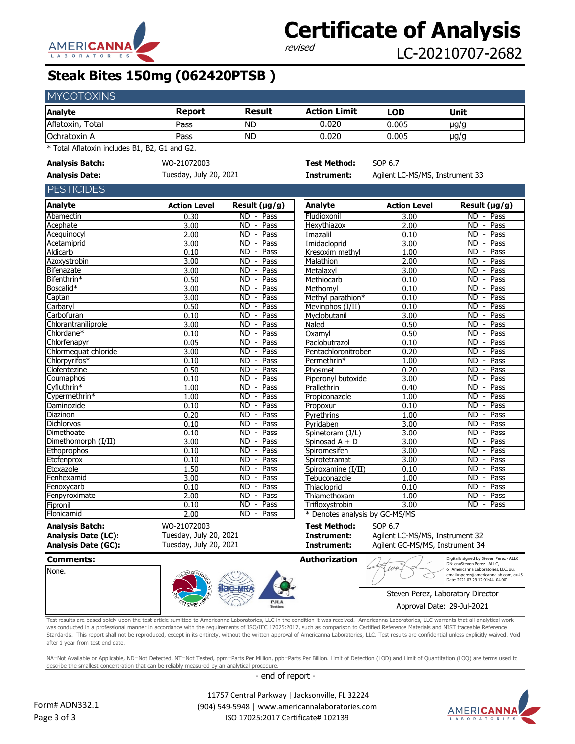# Certificate of Analysis

*revised*

LC-20210707-2682

## Steak Bites 150mg (062420PTSB )

### MYCOTOXINS

| Analyte | Report | Result | Action Limit | LOD | Unit |
|---|---|---|---|---|---|
| Aflatoxin, Total | Pass | ND | 0.020 | 0.005 | µg/g |
| Ochratoxin A | Pass | ND | 0.020 | 0.005 | µg/g |

* Total Aflatoxin includes B1, B2, G1 and G2.

**Analysis Batch:** WO-21072003
**Analysis Date:** Tuesday, July 20, 2021
**Test Method:** SOP 6.7
**Instrument:** Agilent LC-MS/MS, Instrument 33

### PESTICIDES

| Analyte | Action Level | Result (µg/g) | Analyte | Action Level | Result (µg/g) |
|---|---|---|---|---|---|
| Abamectin | 0.30 | ND - Pass | Fludioxonil | 3.00 | ND - Pass |
| Acephate | 3.00 | ND - Pass | Hexythiazox | 2.00 | ND - Pass |
| Acequinocyl | 2.00 | ND - Pass | Imazalil | 0.10 | ND - Pass |
| Acetamiprid | 3.00 | ND - Pass | Imidacloprid | 3.00 | ND - Pass |
| Aldicarb | 0.10 | ND - Pass | Kresoxim methyl | 1.00 | ND - Pass |
| Azoxystrobin | 3.00 | ND - Pass | Malathion | 2.00 | ND - Pass |
| Bifenazate | 3.00 | ND - Pass | Metalaxyl | 3.00 | ND - Pass |
| Bifenthrin* | 0.50 | ND - Pass | Methiocarb | 0.10 | ND - Pass |
| Boscalid* | 3.00 | ND - Pass | Methomyl | 0.10 | ND - Pass |
| Captan | 3.00 | ND - Pass | Methyl parathion* | 0.10 | ND - Pass |
| Carbaryl | 0.50 | ND - Pass | Mevinphos (I/II) | 0.10 | ND - Pass |
| Carbofuran | 0.10 | ND - Pass | Myclobutanil | 3.00 | ND - Pass |
| Chlorantraniliprole | 3.00 | ND - Pass | Naled | 0.50 | ND - Pass |
| Chlordane* | 0.10 | ND - Pass | Oxamyl | 0.50 | ND - Pass |
| Chlorfenapyr | 0.05 | ND - Pass | Paclobutrazol | 0.10 | ND - Pass |
| Chlormequat chloride | 3.00 | ND - Pass | Pentachloronitrober | 0.20 | ND - Pass |
| Chlorpyrifos* | 0.10 | ND - Pass | Permethrin* | 1.00 | ND - Pass |
| Clofentezine | 0.50 | ND - Pass | Phosmet | 0.20 | ND - Pass |
| Coumaphos | 0.10 | ND - Pass | Piperonyl butoxide | 3.00 | ND - Pass |
| Cyfluthrin* | 1.00 | ND - Pass | Prallethrin | 0.40 | ND - Pass |
| Cypermethrin* | 1.00 | ND - Pass | Propiconazole | 1.00 | ND - Pass |
| Daminozide | 0.10 | ND - Pass | Propoxur | 0.10 | ND - Pass |
| Diazinon | 0.20 | ND - Pass | Pyrethrins | 1.00 | ND - Pass |
| Dichlorvos | 0.10 | ND - Pass | Pyridaben | 3.00 | ND - Pass |
| Dimethoate | 0.10 | ND - Pass | Spinetoram (J/L) | 3.00 | ND - Pass |
| Dimethomorph (I/II) | 3.00 | ND - Pass | Spinosad A + D | 3.00 | ND - Pass |
| Ethoprophos | 0.10 | ND - Pass | Spiromesifen | 3.00 | ND - Pass |
| Etofenprox | 0.10 | ND - Pass | Spirotetramat | 3.00 | ND - Pass |
| Etoxazole | 1.50 | ND - Pass | Spiroxamine (I/II) | 0.10 | ND - Pass |
| Fenhexamid | 3.00 | ND - Pass | Tebuconazole | 1.00 | ND - Pass |
| Fenoxycarb | 0.10 | ND - Pass | Thiacloprid | 0.10 | ND - Pass |
| Fenpyroximate | 2.00 | ND - Pass | Thiamethoxam | 1.00 | ND - Pass |
| Fipronil | 0.10 | ND - Pass | Trifloxystrobin | 3.00 | ND - Pass |
| Flonicamid | 2.00 | ND - Pass | | | |

* Denotes analysis by GC-MS/MS

**Analysis Batch:** WO-21072003
**Analysis Date (LC):** Tuesday, July 20, 2021
**Analysis Date (GC):** Tuesday, July 20, 2021
**Test Method:** SOP 6.7
**Instrument:** Agilent LC-MS/MS, Instrument 32
**Instrument:** Agilent GC-MS/MS, Instrument 34

**Comments:**

None.

**Authorization**

Digitally signed by Steven Perez - ALLC
DN: cn=Steven Perez - ALLC, o=Americanna Laboratories, LLC, ou, email=sperez@americannalab.com, c=US
Date: 2021.07.29 12:01:44 -04'00'

Steven Perez, Laboratory Director

Approval Date: 29-Jul-2021

Test results are based solely upon the test article sumitted to Americanna Laboratories, LLC in the condition it was received. Americanna Laboratories, LLC warrants that all analytical work was conducted in a professional manner in accordance with the requirements of ISO/IEC 17025:2017, such as comparison to Certified Reference Materials and NIST traceable Reference Standards. This report shall not be reproduced, except in its entirety, without the written approval of Americanna Laboratories, LLC. Test results are confidential unless explicitly waived. Void after 1 year from test end date.

NA=Not Available or Applicable, ND=Not Detected, NT=Not Tested, ppm=Parts Per Million, ppb=Parts Per Billion. Limit of Detection (LOD) and Limit of Quantitation (LOQ) are terms used to describe the smallest concentration that can be reliably measured by an analytical procedure.

- end of report -

Form# ADN332.1

11757 Central Parkway | Jacksonville, FL 32224
(904) 549-5948 | www.americannalaboratories.com
ISO 17025:2017 Certificate# 102139